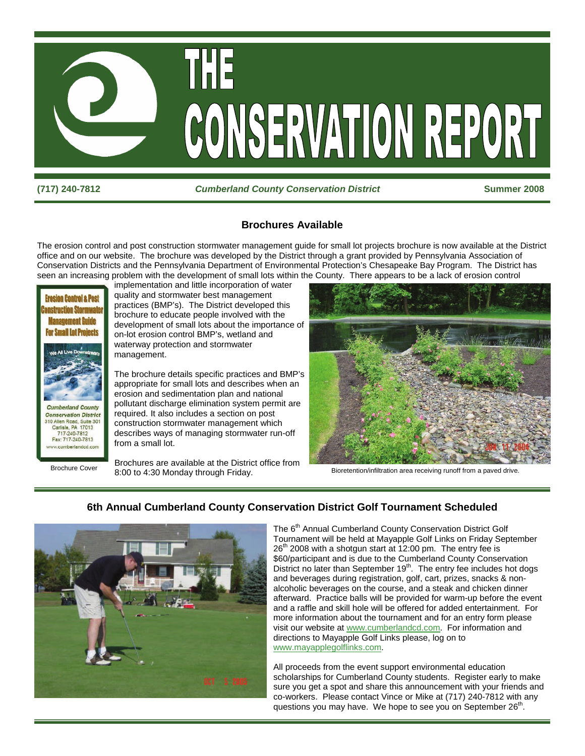# THE CONSERVATION REPORT

**(717) 240-7812** ***Cumberland County Conservation District*** **Summer 2008**

## Brochures Available

The erosion control and post construction stormwater management guide for small lot projects brochure is now available at the District office and on our website. The brochure was developed by the District through a grant provided by Pennsylvania Association of Conservation Districts and the Pennsylvania Department of Environmental Protection's Chesapeake Bay Program. The District has seen an increasing problem with the development of small lots within the County. There appears to be a lack of erosion control implementation and little incorporation of water quality and stormwater best management practices (BMP's). The District developed this brochure to educate people involved with the development of small lots about the importance of on-lot erosion control BMP's, wetland and waterway protection and stormwater management.

The brochure details specific practices and BMP's appropriate for small lots and describes when an erosion and sedimentation plan and national pollutant discharge elimination system permit are required. It also includes a section on post construction stormwater management which describes ways of managing stormwater run-off from a small lot.

Brochures are available at the District office from 8:00 to 4:30 Monday through Friday.

Brochure Cover

Bioretention/infiltration area receiving runoff from a paved drive.

## 6th Annual Cumberland County Conservation District Golf Tournament Scheduled

The 6th Annual Cumberland County Conservation District Golf Tournament will be held at Mayapple Golf Links on Friday September 26th 2008 with a shotgun start at 12:00 pm. The entry fee is $60/participant and is due to the Cumberland County Conservation District no later than September 19th. The entry fee includes hot dogs and beverages during registration, golf, cart, prizes, snacks & non-alcoholic beverages on the course, and a steak and chicken dinner afterward. Practice balls will be provided for warm-up before the event and a raffle and skill hole will be offered for added entertainment. For more information about the tournament and for an entry form please visit our website at www.cumberlandcd.com. For information and directions to Mayapple Golf Links please, log on to www.mayapplegolflinks.com.

All proceeds from the event support environmental education scholarships for Cumberland County students. Register early to make sure you get a spot and share this announcement with your friends and co-workers. Please contact Vince or Mike at (717) 240-7812 with any questions you may have. We hope to see you on September 26th.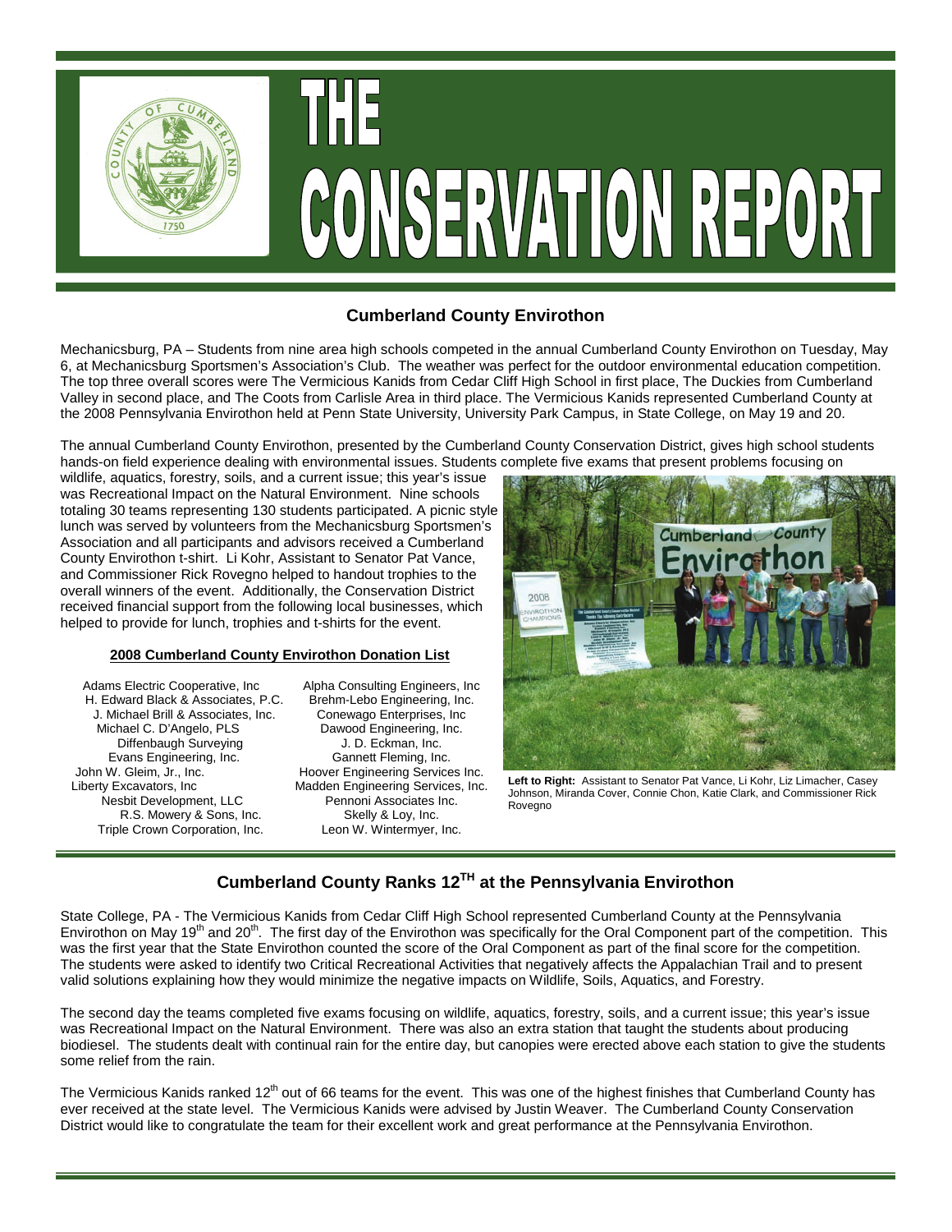# THE CONSERVATION REPORT

## Cumberland County Envirothon

Mechanicsburg, PA – Students from nine area high schools competed in the annual Cumberland County Envirothon on Tuesday, May 6, at Mechanicsburg Sportsmen's Association's Club. The weather was perfect for the outdoor environmental education competition. The top three overall scores were The Vermicious Kanids from Cedar Cliff High School in first place, The Duckies from Cumberland Valley in second place, and The Coots from Carlisle Area in third place. The Vermicious Kanids represented Cumberland County at the 2008 Pennsylvania Envirothon held at Penn State University, University Park Campus, in State College, on May 19 and 20.

The annual Cumberland County Envirothon, presented by the Cumberland County Conservation District, gives high school students hands-on field experience dealing with environmental issues. Students complete five exams that present problems focusing on wildlife, aquatics, forestry, soils, and a current issue; this year's issue was Recreational Impact on the Natural Environment. Nine schools totaling 30 teams representing 130 students participated. A picnic style lunch was served by volunteers from the Mechanicsburg Sportsmen's Association and all participants and advisors received a Cumberland County Envirothon t-shirt. Li Kohr, Assistant to Senator Pat Vance, and Commissioner Rick Rovegno helped to handout trophies to the overall winners of the event. Additionally, the Conservation District received financial support from the following local businesses, which helped to provide for lunch, trophies and t-shirts for the event.

**2008 Cumberland County Envirothon Donation List**

- Adams Electric Cooperative, Inc
- H. Edward Black & Associates, P.C.
- J. Michael Brill & Associates, Inc.
- Michael C. D'Angelo, PLS
- Diffenbaugh Surveying
- Evans Engineering, Inc.
- John W. Gleim, Jr., Inc.
- Liberty Excavators, Inc
- Nesbit Development, LLC
- R.S. Mowery & Sons, Inc.
- Triple Crown Corporation, Inc.
- Alpha Consulting Engineers, Inc
- Brehm-Lebo Engineering, Inc.
- Conewago Enterprises, Inc
- Dawood Engineering, Inc.
- J. D. Eckman, Inc.
- Gannett Fleming, Inc.
- Hoover Engineering Services Inc.
- Madden Engineering Services, Inc.
- Pennoni Associates Inc.
- Skelly & Loy, Inc.
- Leon W. Wintermyer, Inc.

**Left to Right:** Assistant to Senator Pat Vance, Li Kohr, Liz Limacher, Casey Johnson, Miranda Cover, Connie Chon, Katie Clark, and Commissioner Rick Rovegno

## Cumberland County Ranks 12TH at the Pennsylvania Envirothon

State College, PA - The Vermicious Kanids from Cedar Cliff High School represented Cumberland County at the Pennsylvania Envirothon on May 19th and 20th. The first day of the Envirothon was specifically for the Oral Component part of the competition. This was the first year that the State Envirothon counted the score of the Oral Component as part of the final score for the competition. The students were asked to identify two Critical Recreational Activities that negatively affects the Appalachian Trail and to present valid solutions explaining how they would minimize the negative impacts on Wildlife, Soils, Aquatics, and Forestry.

The second day the teams completed five exams focusing on wildlife, aquatics, forestry, soils, and a current issue; this year's issue was Recreational Impact on the Natural Environment. There was also an extra station that taught the students about producing biodiesel. The students dealt with continual rain for the entire day, but canopies were erected above each station to give the students some relief from the rain.

The Vermicious Kanids ranked 12th out of 66 teams for the event. This was one of the highest finishes that Cumberland County has ever received at the state level. The Vermicious Kanids were advised by Justin Weaver. The Cumberland County Conservation District would like to congratulate the team for their excellent work and great performance at the Pennsylvania Envirothon.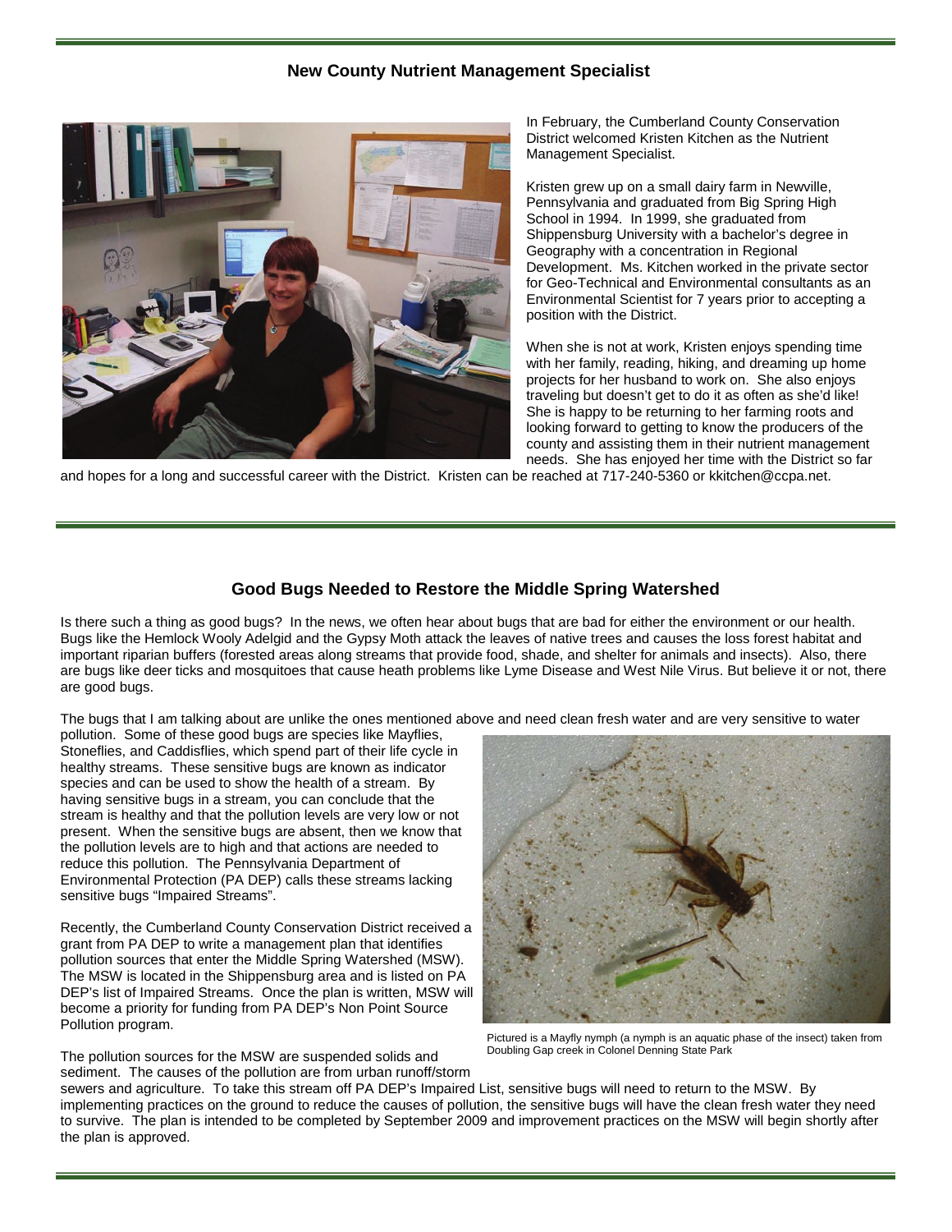## New County Nutrient Management Specialist

In February, the Cumberland County Conservation District welcomed Kristen Kitchen as the Nutrient Management Specialist.

Kristen grew up on a small dairy farm in Newville, Pennsylvania and graduated from Big Spring High School in 1994. In 1999, she graduated from Shippensburg University with a bachelor's degree in Geography with a concentration in Regional Development. Ms. Kitchen worked in the private sector for Geo-Technical and Environmental consultants as an Environmental Scientist for 7 years prior to accepting a position with the District.

When she is not at work, Kristen enjoys spending time with her family, reading, hiking, and dreaming up home projects for her husband to work on. She also enjoys traveling but doesn't get to do it as often as she'd like! She is happy to be returning to her farming roots and looking forward to getting to know the producers of the county and assisting them in their nutrient management needs. She has enjoyed her time with the District so far and hopes for a long and successful career with the District. Kristen can be reached at 717-240-5360 or kkitchen@ccpa.net.

## Good Bugs Needed to Restore the Middle Spring Watershed

Is there such a thing as good bugs? In the news, we often hear about bugs that are bad for either the environment or our health. Bugs like the Hemlock Wooly Adelgid and the Gypsy Moth attack the leaves of native trees and causes the loss forest habitat and important riparian buffers (forested areas along streams that provide food, shade, and shelter for animals and insects). Also, there are bugs like deer ticks and mosquitoes that cause heath problems like Lyme Disease and West Nile Virus. But believe it or not, there are good bugs.

The bugs that I am talking about are unlike the ones mentioned above and need clean fresh water and are very sensitive to water pollution. Some of these good bugs are species like Mayflies, Stoneflies, and Caddisflies, which spend part of their life cycle in healthy streams. These sensitive bugs are known as indicator species and can be used to show the health of a stream. By having sensitive bugs in a stream, you can conclude that the stream is healthy and that the pollution levels are very low or not present. When the sensitive bugs are absent, then we know that the pollution levels are to high and that actions are needed to reduce this pollution. The Pennsylvania Department of Environmental Protection (PA DEP) calls these streams lacking sensitive bugs "Impaired Streams".

Recently, the Cumberland County Conservation District received a grant from PA DEP to write a management plan that identifies pollution sources that enter the Middle Spring Watershed (MSW). The MSW is located in the Shippensburg area and is listed on PA DEP's list of Impaired Streams. Once the plan is written, MSW will become a priority for funding from PA DEP's Non Point Source Pollution program.

Pictured is a Mayfly nymph (a nymph is an aquatic phase of the insect) taken from Doubling Gap creek in Colonel Denning State Park

The pollution sources for the MSW are suspended solids and sediment. The causes of the pollution are from urban runoff/storm sewers and agriculture. To take this stream off PA DEP's Impaired List, sensitive bugs will need to return to the MSW. By implementing practices on the ground to reduce the causes of pollution, the sensitive bugs will have the clean fresh water they need to survive. The plan is intended to be completed by September 2009 and improvement practices on the MSW will begin shortly after the plan is approved.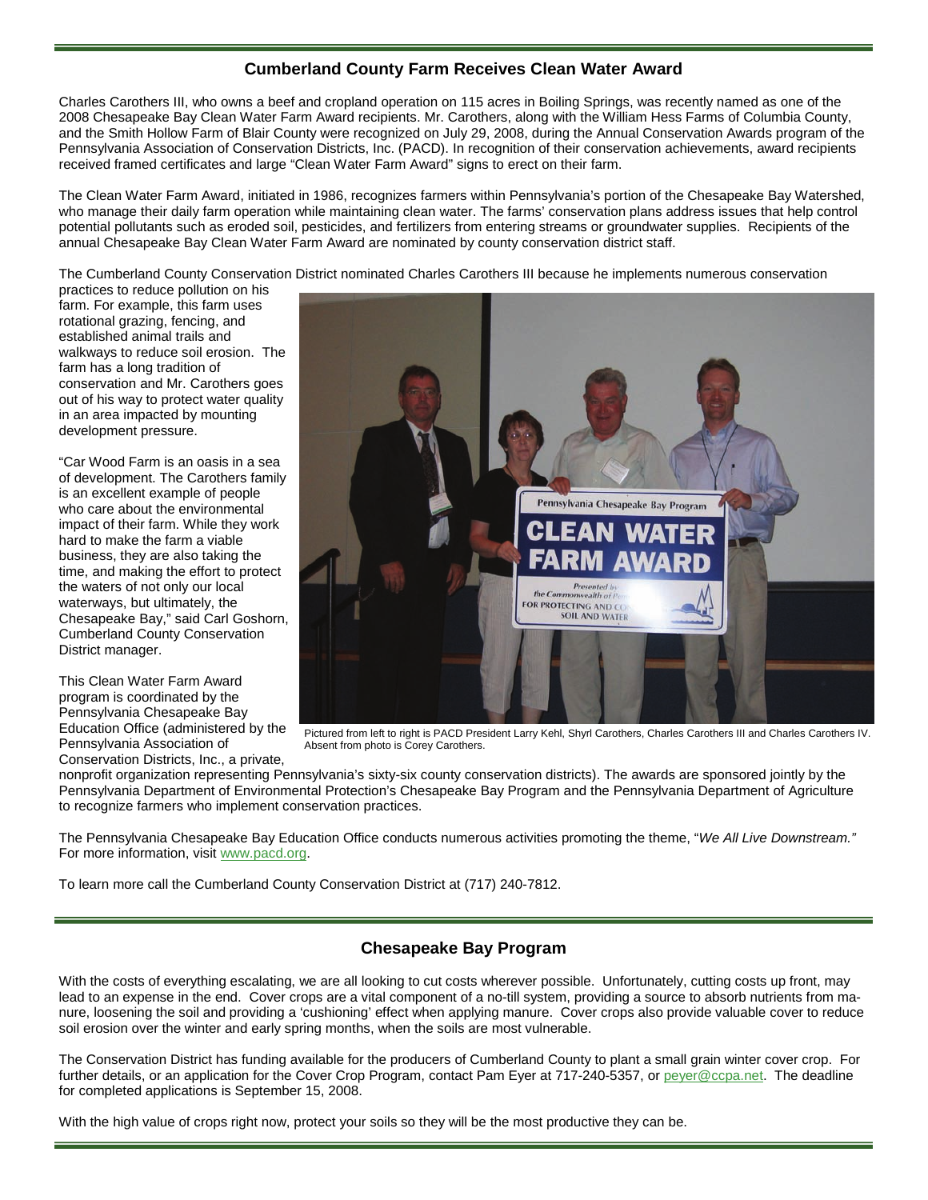## Cumberland County Farm Receives Clean Water Award

Charles Carothers III, who owns a beef and cropland operation on 115 acres in Boiling Springs, was recently named as one of the 2008 Chesapeake Bay Clean Water Farm Award recipients. Mr. Carothers, along with the William Hess Farms of Columbia County, and the Smith Hollow Farm of Blair County were recognized on July 29, 2008, during the Annual Conservation Awards program of the Pennsylvania Association of Conservation Districts, Inc. (PACD). In recognition of their conservation achievements, award recipients received framed certificates and large "Clean Water Farm Award" signs to erect on their farm.

The Clean Water Farm Award, initiated in 1986, recognizes farmers within Pennsylvania's portion of the Chesapeake Bay Watershed, who manage their daily farm operation while maintaining clean water. The farms' conservation plans address issues that help control potential pollutants such as eroded soil, pesticides, and fertilizers from entering streams or groundwater supplies. Recipients of the annual Chesapeake Bay Clean Water Farm Award are nominated by county conservation district staff.

The Cumberland County Conservation District nominated Charles Carothers III because he implements numerous conservation practices to reduce pollution on his farm. For example, this farm uses rotational grazing, fencing, and established animal trails and walkways to reduce soil erosion. The farm has a long tradition of conservation and Mr. Carothers goes out of his way to protect water quality in an area impacted by mounting development pressure.

"Car Wood Farm is an oasis in a sea of development. The Carothers family is an excellent example of people who care about the environmental impact of their farm. While they work hard to make the farm a viable business, they are also taking the time, and making the effort to protect the waters of not only our local waterways, but ultimately, the Chesapeake Bay," said Carl Goshorn, Cumberland County Conservation District manager.

Pictured from left to right is PACD President Larry Kehl, Shyrl Carothers, Charles Carothers III and Charles Carothers IV. Absent from photo is Corey Carothers.

This Clean Water Farm Award program is coordinated by the Pennsylvania Chesapeake Bay Education Office (administered by the Pennsylvania Association of Conservation Districts, Inc., a private, nonprofit organization representing Pennsylvania's sixty-six county conservation districts). The awards are sponsored jointly by the Pennsylvania Department of Environmental Protection's Chesapeake Bay Program and the Pennsylvania Department of Agriculture to recognize farmers who implement conservation practices.

The Pennsylvania Chesapeake Bay Education Office conducts numerous activities promoting the theme, "*We All Live Downstream.*" For more information, visit www.pacd.org.

To learn more call the Cumberland County Conservation District at (717) 240-7812.

## Chesapeake Bay Program

With the costs of everything escalating, we are all looking to cut costs wherever possible. Unfortunately, cutting costs up front, may lead to an expense in the end. Cover crops are a vital component of a no-till system, providing a source to absorb nutrients from manure, loosening the soil and providing a 'cushioning' effect when applying manure. Cover crops also provide valuable cover to reduce soil erosion over the winter and early spring months, when the soils are most vulnerable.

The Conservation District has funding available for the producers of Cumberland County to plant a small grain winter cover crop. For further details, or an application for the Cover Crop Program, contact Pam Eyer at 717-240-5357, or peyer@ccpa.net. The deadline for completed applications is September 15, 2008.

With the high value of crops right now, protect your soils so they will be the most productive they can be.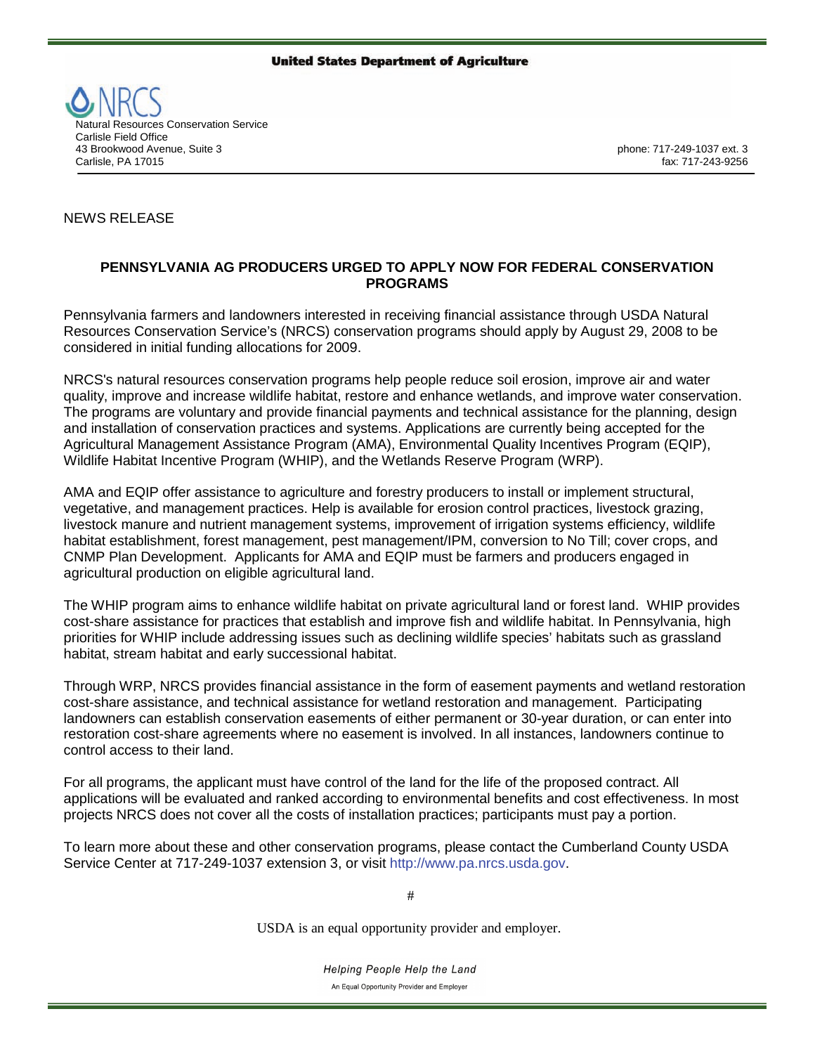United States Department of Agriculture

NRCS
Natural Resources Conservation Service
Carlisle Field Office
43 Brookwood Avenue, Suite 3
Carlisle, PA 17015

phone: 717-249-1037 ext. 3
fax: 717-243-9256

NEWS RELEASE

**PENNSYLVANIA AG PRODUCERS URGED TO APPLY NOW FOR FEDERAL CONSERVATION PROGRAMS**

Pennsylvania farmers and landowners interested in receiving financial assistance through USDA Natural Resources Conservation Service's (NRCS) conservation programs should apply by August 29, 2008 to be considered in initial funding allocations for 2009.

NRCS's natural resources conservation programs help people reduce soil erosion, improve air and water quality, improve and increase wildlife habitat, restore and enhance wetlands, and improve water conservation. The programs are voluntary and provide financial payments and technical assistance for the planning, design and installation of conservation practices and systems. Applications are currently being accepted for the Agricultural Management Assistance Program (AMA), Environmental Quality Incentives Program (EQIP), Wildlife Habitat Incentive Program (WHIP), and the Wetlands Reserve Program (WRP).

AMA and EQIP offer assistance to agriculture and forestry producers to install or implement structural, vegetative, and management practices. Help is available for erosion control practices, livestock grazing, livestock manure and nutrient management systems, improvement of irrigation systems efficiency, wildlife habitat establishment, forest management, pest management/IPM, conversion to No Till; cover crops, and CNMP Plan Development. Applicants for AMA and EQIP must be farmers and producers engaged in agricultural production on eligible agricultural land.

The WHIP program aims to enhance wildlife habitat on private agricultural land or forest land. WHIP provides cost-share assistance for practices that establish and improve fish and wildlife habitat. In Pennsylvania, high priorities for WHIP include addressing issues such as declining wildlife species' habitats such as grassland habitat, stream habitat and early successional habitat.

Through WRP, NRCS provides financial assistance in the form of easement payments and wetland restoration cost-share assistance, and technical assistance for wetland restoration and management. Participating landowners can establish conservation easements of either permanent or 30-year duration, or can enter into restoration cost-share agreements where no easement is involved. In all instances, landowners continue to control access to their land.

For all programs, the applicant must have control of the land for the life of the proposed contract. All applications will be evaluated and ranked according to environmental benefits and cost effectiveness. In most projects NRCS does not cover all the costs of installation practices; participants must pay a portion.

To learn more about these and other conservation programs, please contact the Cumberland County USDA Service Center at 717-249-1037 extension 3, or visit http://www.pa.nrcs.usda.gov.

#

USDA is an equal opportunity provider and employer.

*Helping People Help the Land*

An Equal Opportunity Provider and Employer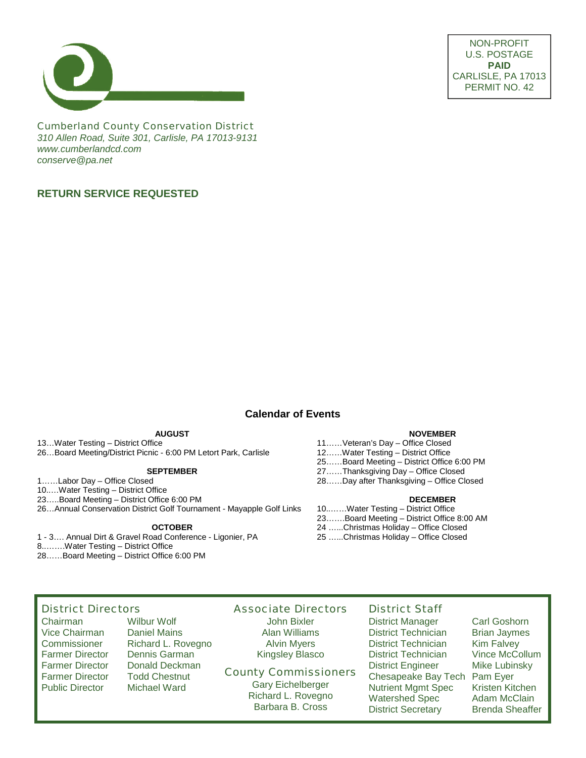NON-PROFIT
U.S. POSTAGE
**PAID**
CARLISLE, PA 17013
PERMIT NO. 42

Cumberland County Conservation District
*310 Allen Road, Suite 301, Carlisle, PA 17013-9131*
*www.cumberlandcd.com*
*conserve@pa.net*

**RETURN SERVICE REQUESTED**

## Calendar of Events

**AUGUST**

13…Water Testing – District Office
26…Board Meeting/District Picnic - 6:00 PM Letort Park, Carlisle

**SEPTEMBER**

1……Labor Day – Office Closed
10.….Water Testing – District Office
23.….Board Meeting – District Office 6:00 PM
26…Annual Conservation District Golf Tournament - Mayapple Golf Links

**OCTOBER**

1 - 3…. Annual Dirt & Gravel Road Conference - Ligonier, PA
8..……Water Testing – District Office
28……Board Meeting – District Office 6:00 PM

**NOVEMBER**

11……Veteran's Day – Office Closed
12……Water Testing – District Office
25……Board Meeting – District Office 6:00 PM
27……Thanksgiving Day – Office Closed
28……Day after Thanksgiving – Office Closed

**DECEMBER**

10..……Water Testing – District Office
23…….Board Meeting – District Office 8:00 AM
24 ……Christmas Holiday – Office Closed
25 ……Christmas Holiday – Office Closed

### District Directors

| | |
|---|---|
| Chairman | Wilbur Wolf |
| Vice Chairman | Daniel Mains |
| Commissioner | Richard L. Rovegno |
| Farmer Director | Dennis Garman |
| Farmer Director | Donald Deckman |
| Farmer Director | Todd Chestnut |
| Public Director | Michael Ward |

### Associate Directors

John Bixler
Alan Williams
Alvin Myers
Kingsley Blasco

### County Commissioners

Gary Eichelberger
Richard L. Rovegno
Barbara B. Cross

### District Staff

| | |
|---|---|
| District Manager | Carl Goshorn |
| District Technician | Brian Jaymes |
| District Technician | Kim Falvey |
| District Technician | Vince McCollum |
| District Engineer | Mike Lubinsky |
| Chesapeake Bay Tech | Pam Eyer |
| Nutrient Mgmt Spec | Kristen Kitchen |
| Watershed Spec | Adam McClain |
| District Secretary | Brenda Sheaffer |